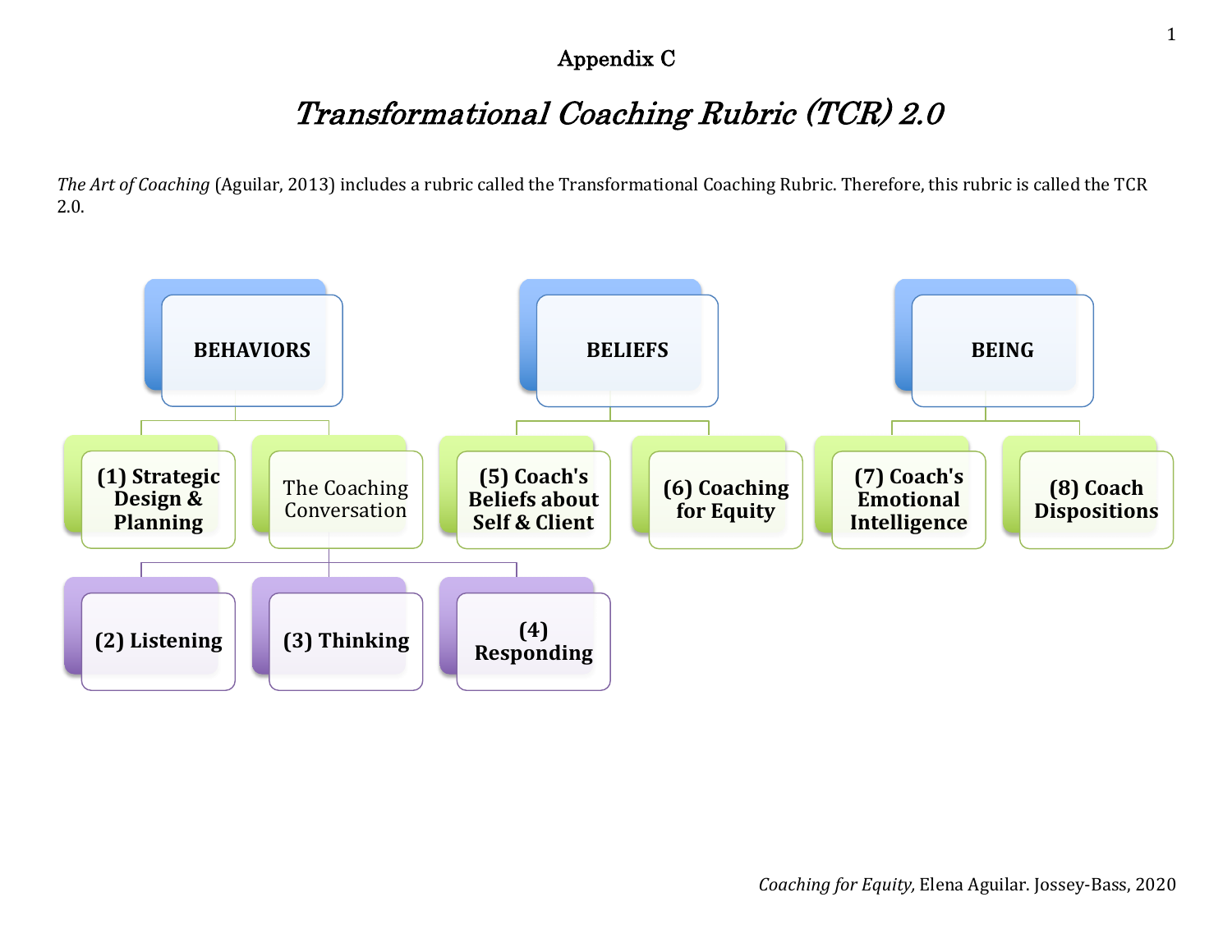Appendix C

# *Transformational Coaching Rubric (TCR) 2.0*

*The Art of Coaching* (Aguilar, 2013) includes a rubric called the Transformational Coaching Rubric. Therefore, this rubric is called the TCR 2.0.

- **BEHAVIORS**
  - **(1) Strategic Design & Planning**
  - The Coaching Conversation
    - **(2) Listening**
    - **(3) Thinking**
    - **(4) Responding**
- **BELIEFS**
  - **(5) Coach's Beliefs about Self & Client**
  - **(6) Coaching for Equity**
- **BEING**
  - **(7) Coach's Emotional Intelligence**
  - **(8) Coach Dispositions**

*Coaching for Equity*, Elena Aguilar. Jossey-Bass, 2020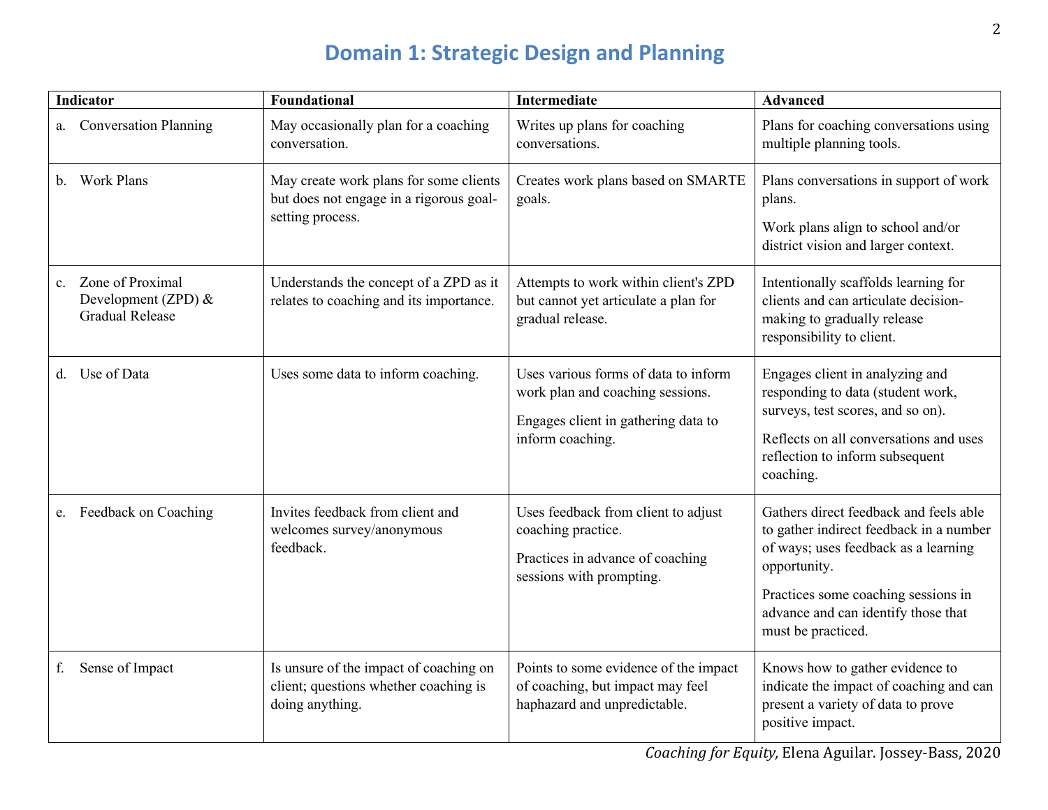# Domain 1: Strategic Design and Planning

| Indicator | Foundational | Intermediate | Advanced |
|---|---|---|---|
| a. Conversation Planning | May occasionally plan for a coaching conversation. | Writes up plans for coaching conversations. | Plans for coaching conversations using multiple planning tools. |
| b. Work Plans | May create work plans for some clients but does not engage in a rigorous goal-setting process. | Creates work plans based on SMARTE goals. | Plans conversations in support of work plans.<br><br>Work plans align to school and/or district vision and larger context. |
| c. Zone of Proximal Development (ZPD) & Gradual Release | Understands the concept of a ZPD as it relates to coaching and its importance. | Attempts to work within client's ZPD but cannot yet articulate a plan for gradual release. | Intentionally scaffolds learning for clients and can articulate decision-making to gradually release responsibility to client. |
| d. Use of Data | Uses some data to inform coaching. | Uses various forms of data to inform work plan and coaching sessions.<br><br>Engages client in gathering data to inform coaching. | Engages client in analyzing and responding to data (student work, surveys, test scores, and so on).<br><br>Reflects on all conversations and uses reflection to inform subsequent coaching. |
| e. Feedback on Coaching | Invites feedback from client and welcomes survey/anonymous feedback. | Uses feedback from client to adjust coaching practice.<br><br>Practices in advance of coaching sessions with prompting. | Gathers direct feedback and feels able to gather indirect feedback in a number of ways; uses feedback as a learning opportunity.<br><br>Practices some coaching sessions in advance and can identify those that must be practiced. |
| f. Sense of Impact | Is unsure of the impact of coaching on client; questions whether coaching is doing anything. | Points to some evidence of the impact of coaching, but impact may feel haphazard and unpredictable. | Knows how to gather evidence to indicate the impact of coaching and can present a variety of data to prove positive impact. |

*Coaching for Equity*, Elena Aguilar. Jossey-Bass, 2020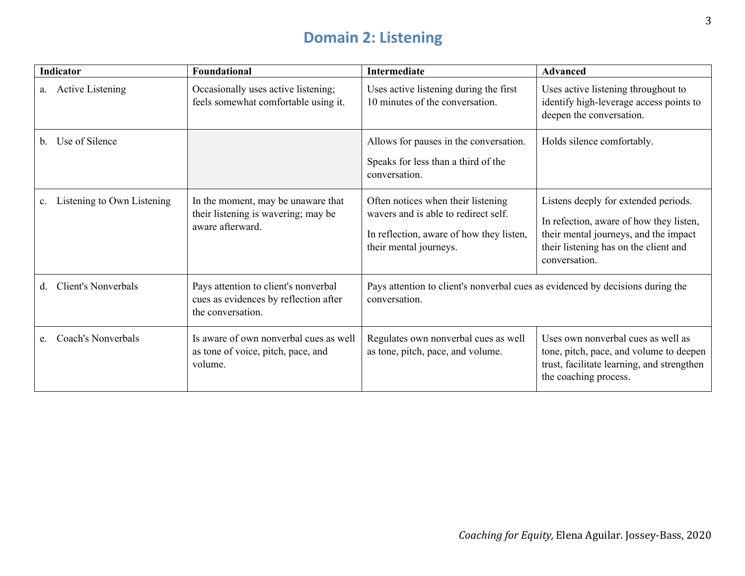# Domain 2: Listening

| Indicator | Foundational | Intermediate | Advanced |
|---|---|---|---|
| a. Active Listening | Occasionally uses active listening; feels somewhat comfortable using it. | Uses active listening during the first 10 minutes of the conversation. | Uses active listening throughout to identify high-leverage access points to deepen the conversation. |
| b. Use of Silence | | Allows for pauses in the conversation.<br><br>Speaks for less than a third of the conversation. | Holds silence comfortably. |
| c. Listening to Own Listening | In the moment, may be unaware that their listening is wavering; may be aware afterward. | Often notices when their listening wavers and is able to redirect self.<br><br>In reflection, aware of how they listen, their mental journeys. | Listens deeply for extended periods.<br><br>In refection, aware of how they listen, their mental journeys, and the impact their listening has on the client and conversation. |
| d. Client's Nonverbals | Pays attention to client's nonverbal cues as evidences by reflection after the conversation. | Pays attention to client's nonverbal cues as evidenced by decisions during the conversation. | |
| e. Coach's Nonverbals | Is aware of own nonverbal cues as well as tone of voice, pitch, pace, and volume. | Regulates own nonverbal cues as well as tone, pitch, pace, and volume. | Uses own nonverbal cues as well as tone, pitch, pace, and volume to deepen trust, facilitate learning, and strengthen the coaching process. |

*Coaching for Equity,* Elena Aguilar. Jossey-Bass, 2020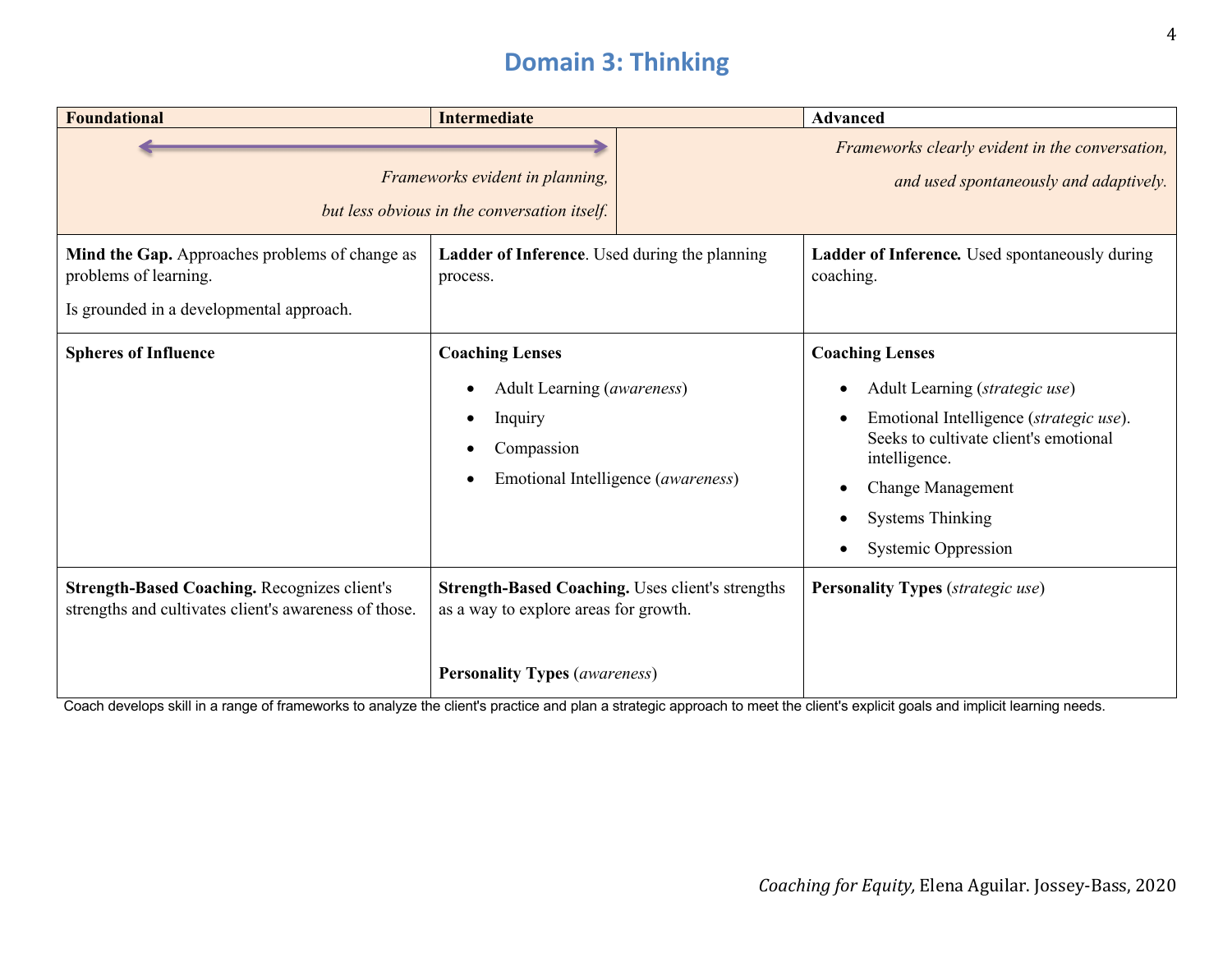# Domain 3: Thinking

| Foundational | Intermediate | Advanced |
|---|---|---|
| ⟷ *Frameworks evident in planning, but less obvious in the conversation itself.* | | *Frameworks clearly evident in the conversation, and used spontaneously and adaptively.* |
| **Mind the Gap.** Approaches problems of change as problems of learning.<br><br>Is grounded in a developmental approach. | **Ladder of Inference**. Used during the planning process. | **Ladder of Inference.** Used spontaneously during coaching. |
| **Spheres of Influence** | **Coaching Lenses**<br>• Adult Learning (*awareness*)<br>• Inquiry<br>• Compassion<br>• Emotional Intelligence (*awareness*) | **Coaching Lenses**<br>• Adult Learning (*strategic use*)<br>• Emotional Intelligence (*strategic use*). Seeks to cultivate client's emotional intelligence.<br>• Change Management<br>• Systems Thinking<br>• Systemic Oppression |
| **Strength-Based Coaching.** Recognizes client's strengths and cultivates client's awareness of those. | **Strength-Based Coaching.** Uses client's strengths as a way to explore areas for growth.<br><br>**Personality Types** (*awareness*) | **Personality Types** (*strategic use*) |

Coach develops skill in a range of frameworks to analyze the client's practice and plan a strategic approach to meet the client's explicit goals and implicit learning needs.

*Coaching for Equity,* Elena Aguilar. Jossey-Bass, 2020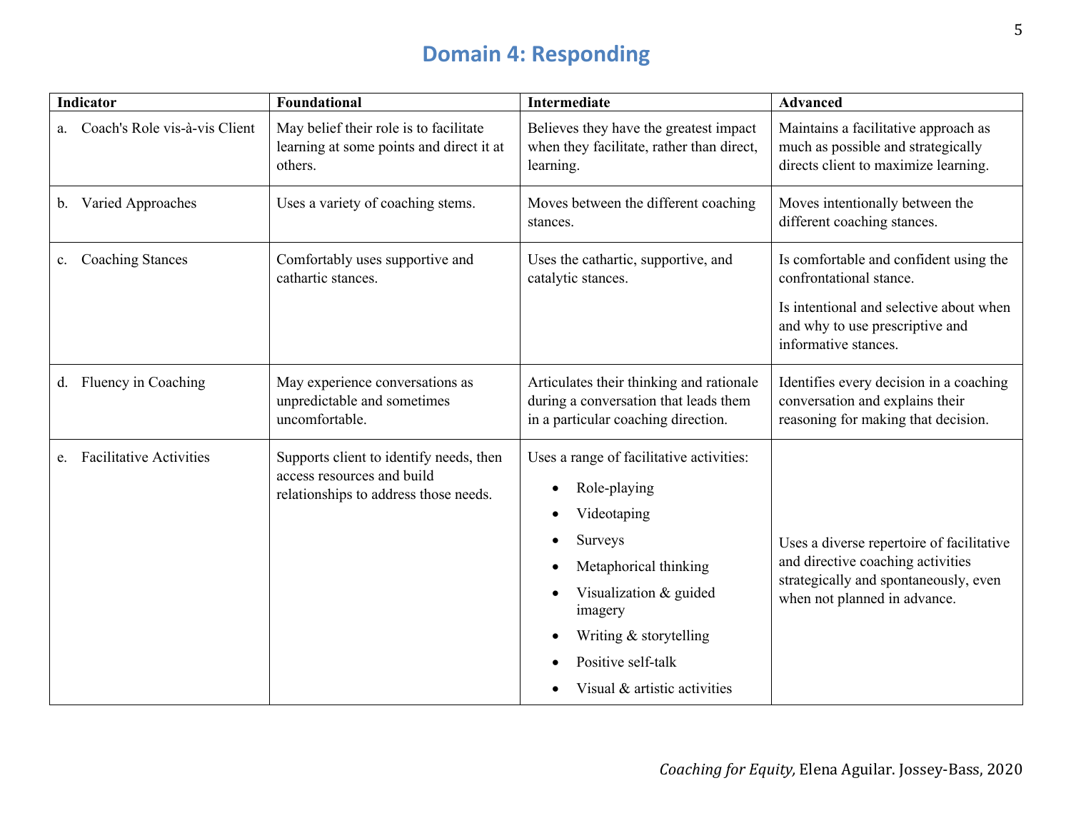# Domain 4: Responding

| Indicator | Foundational | Intermediate | Advanced |
|---|---|---|---|
| a. Coach's Role vis-à-vis Client | May belief their role is to facilitate learning at some points and direct it at others. | Believes they have the greatest impact when they facilitate, rather than direct, learning. | Maintains a facilitative approach as much as possible and strategically directs client to maximize learning. |
| b. Varied Approaches | Uses a variety of coaching stems. | Moves between the different coaching stances. | Moves intentionally between the different coaching stances. |
| c. Coaching Stances | Comfortably uses supportive and cathartic stances. | Uses the cathartic, supportive, and catalytic stances. | Is comfortable and confident using the confrontational stance.<br><br>Is intentional and selective about when and why to use prescriptive and informative stances. |
| d. Fluency in Coaching | May experience conversations as unpredictable and sometimes uncomfortable. | Articulates their thinking and rationale during a conversation that leads them in a particular coaching direction. | Identifies every decision in a coaching conversation and explains their reasoning for making that decision. |
| e. Facilitative Activities | Supports client to identify needs, then access resources and build relationships to address those needs. | Uses a range of facilitative activities:<br>• Role-playing<br>• Videotaping<br>• Surveys<br>• Metaphorical thinking<br>• Visualization & guided imagery<br>• Writing & storytelling<br>• Positive self-talk<br>• Visual & artistic activities | Uses a diverse repertoire of facilitative and directive coaching activities strategically and spontaneously, even when not planned in advance. |

*Coaching for Equity,* Elena Aguilar. Jossey-Bass, 2020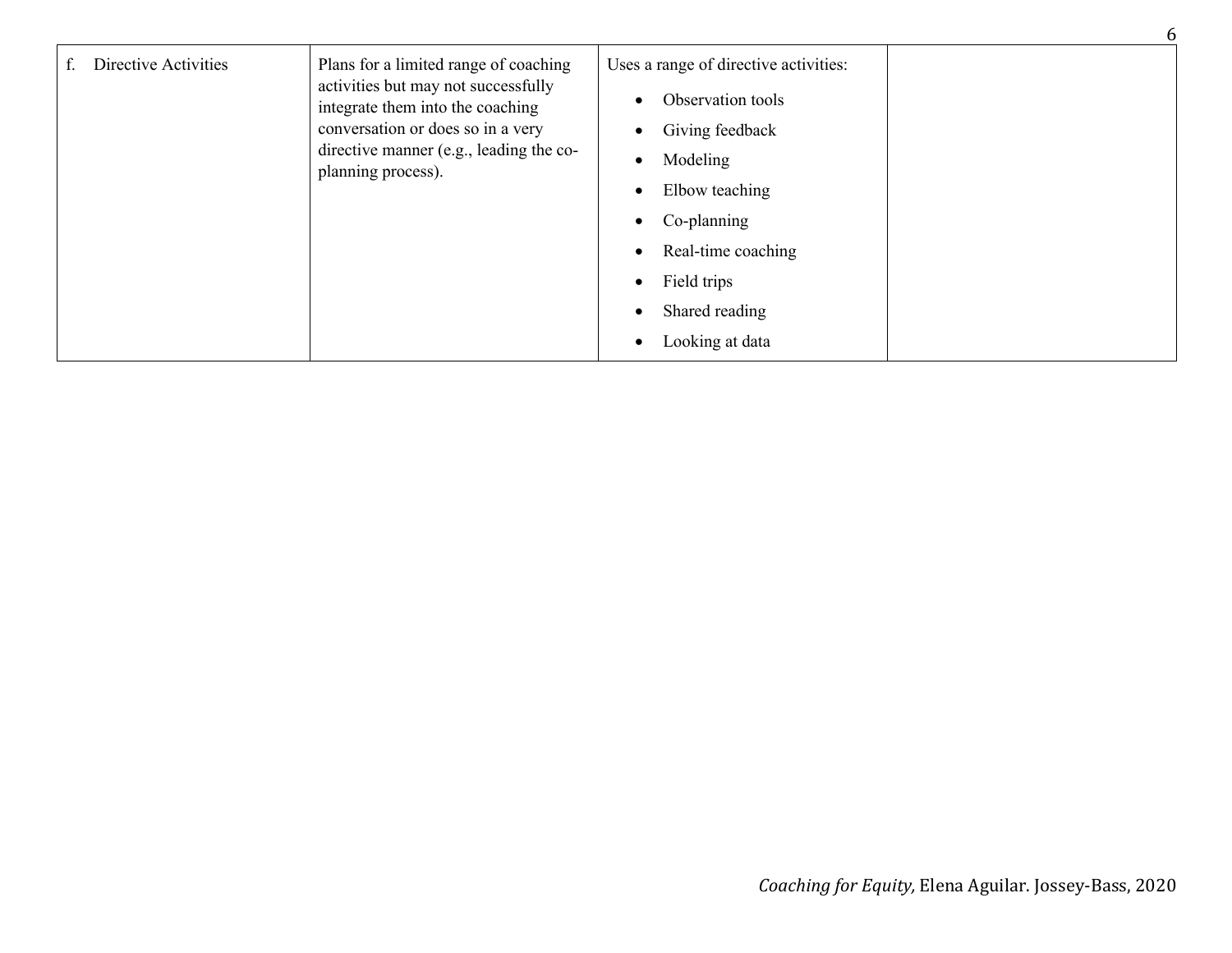| | | | |
|---|---|---|---|
| f. Directive Activities | Plans for a limited range of coaching activities but may not successfully integrate them into the coaching conversation or does so in a very directive manner (e.g., leading the co-planning process). | Uses a range of directive activities:<br>• Observation tools<br>• Giving feedback<br>• Modeling<br>• Elbow teaching<br>• Co-planning<br>• Real-time coaching<br>• Field trips<br>• Shared reading<br>• Looking at data | |

*Coaching for Equity,* Elena Aguilar. Jossey-Bass, 2020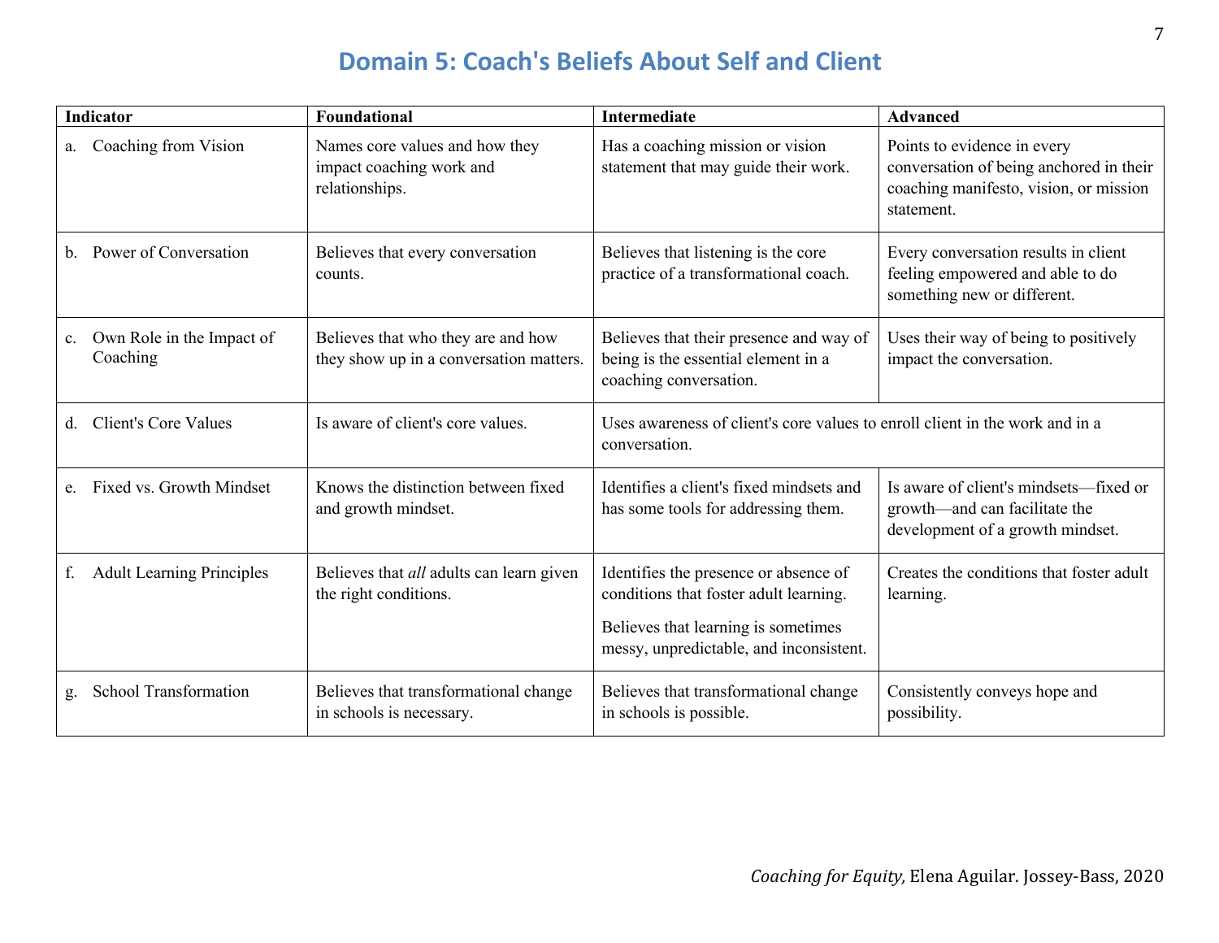# Domain 5: Coach's Beliefs About Self and Client

| Indicator | Foundational | Intermediate | Advanced |
|---|---|---|---|
| a. Coaching from Vision | Names core values and how they impact coaching work and relationships. | Has a coaching mission or vision statement that may guide their work. | Points to evidence in every conversation of being anchored in their coaching manifesto, vision, or mission statement. |
| b. Power of Conversation | Believes that every conversation counts. | Believes that listening is the core practice of a transformational coach. | Every conversation results in client feeling empowered and able to do something new or different. |
| c. Own Role in the Impact of Coaching | Believes that who they are and how they show up in a conversation matters. | Believes that their presence and way of being is the essential element in a coaching conversation. | Uses their way of being to positively impact the conversation. |
| d. Client's Core Values | Is aware of client's core values. | Uses awareness of client's core values to enroll client in the work and in a conversation. | |
| e. Fixed vs. Growth Mindset | Knows the distinction between fixed and growth mindset. | Identifies a client's fixed mindsets and has some tools for addressing them. | Is aware of client's mindsets—fixed or growth—and can facilitate the development of a growth mindset. |
| f. Adult Learning Principles | Believes that *all* adults can learn given the right conditions. | Identifies the presence or absence of conditions that foster adult learning.<br><br>Believes that learning is sometimes messy, unpredictable, and inconsistent. | Creates the conditions that foster adult learning. |
| g. School Transformation | Believes that transformational change in schools is necessary. | Believes that transformational change in schools is possible. | Consistently conveys hope and possibility. |

*Coaching for Equity,* Elena Aguilar. Jossey-Bass, 2020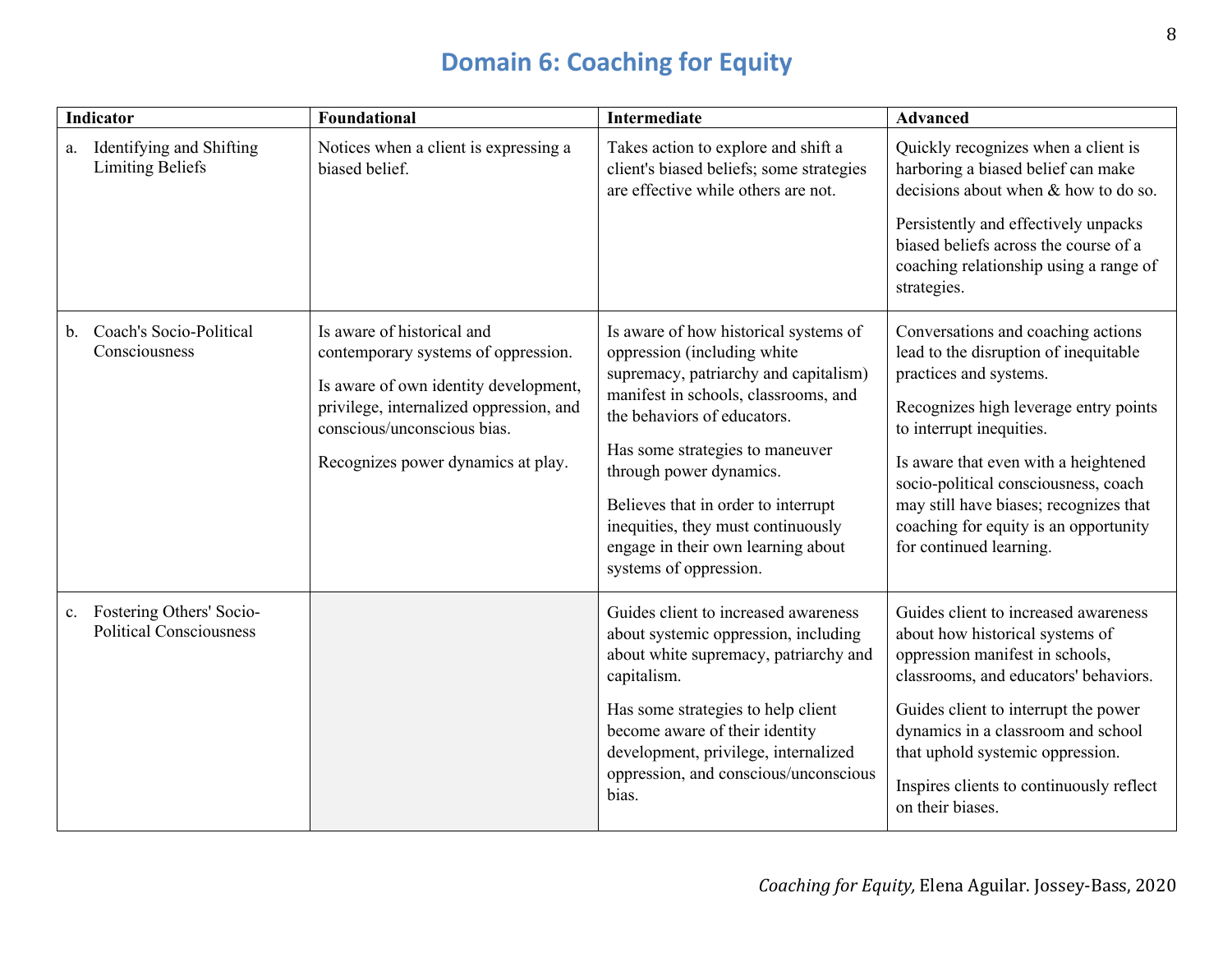# Domain 6: Coaching for Equity

| Indicator | Foundational | Intermediate | Advanced |
|---|---|---|---|
| a. Identifying and Shifting Limiting Beliefs | Notices when a client is expressing a biased belief. | Takes action to explore and shift a client's biased beliefs; some strategies are effective while others are not. | Quickly recognizes when a client is harboring a biased belief can make decisions about when & how to do so.<br><br>Persistently and effectively unpacks biased beliefs across the course of a coaching relationship using a range of strategies. |
| b. Coach's Socio-Political Consciousness | Is aware of historical and contemporary systems of oppression.<br><br>Is aware of own identity development, privilege, internalized oppression, and conscious/unconscious bias.<br><br>Recognizes power dynamics at play. | Is aware of how historical systems of oppression (including white supremacy, patriarchy and capitalism) manifest in schools, classrooms, and the behaviors of educators.<br><br>Has some strategies to maneuver through power dynamics.<br><br>Believes that in order to interrupt inequities, they must continuously engage in their own learning about systems of oppression. | Conversations and coaching actions lead to the disruption of inequitable practices and systems.<br><br>Recognizes high leverage entry points to interrupt inequities.<br><br>Is aware that even with a heightened socio-political consciousness, coach may still have biases; recognizes that coaching for equity is an opportunity for continued learning. |
| c. Fostering Others' Socio-Political Consciousness | | Guides client to increased awareness about systemic oppression, including about white supremacy, patriarchy and capitalism.<br><br>Has some strategies to help client become aware of their identity development, privilege, internalized oppression, and conscious/unconscious bias. | Guides client to increased awareness about how historical systems of oppression manifest in schools, classrooms, and educators' behaviors.<br><br>Guides client to interrupt the power dynamics in a classroom and school that uphold systemic oppression.<br><br>Inspires clients to continuously reflect on their biases. |

*Coaching for Equity,* Elena Aguilar. Jossey-Bass, 2020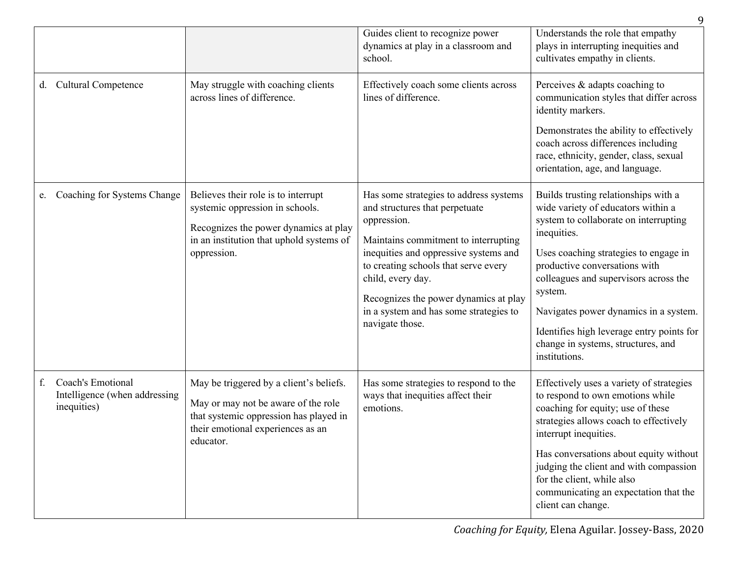| | | | |
|---|---|---|---|
| | | Guides client to recognize power dynamics at play in a classroom and school. | Understands the role that empathy plays in interrupting inequities and cultivates empathy in clients. |
| d. Cultural Competence | May struggle with coaching clients across lines of difference. | Effectively coach some clients across lines of difference. | Perceives & adapts coaching to communication styles that differ across identity markers.<br><br>Demonstrates the ability to effectively coach across differences including race, ethnicity, gender, class, sexual orientation, age, and language. |
| e. Coaching for Systems Change | Believes their role is to interrupt systemic oppression in schools.<br><br>Recognizes the power dynamics at play in an institution that uphold systems of oppression. | Has some strategies to address systems and structures that perpetuate oppression.<br><br>Maintains commitment to interrupting inequities and oppressive systems and to creating schools that serve every child, every day.<br><br>Recognizes the power dynamics at play in a system and has some strategies to navigate those. | Builds trusting relationships with a wide variety of educators within a system to collaborate on interrupting inequities.<br><br>Uses coaching strategies to engage in productive conversations with colleagues and supervisors across the system.<br><br>Navigates power dynamics in a system.<br><br>Identifies high leverage entry points for change in systems, structures, and institutions. |
| f. Coach's Emotional Intelligence (when addressing inequities) | May be triggered by a client's beliefs.<br><br>May or may not be aware of the role that systemic oppression has played in their emotional experiences as an educator. | Has some strategies to respond to the ways that inequities affect their emotions. | Effectively uses a variety of strategies to respond to own emotions while coaching for equity; use of these strategies allows coach to effectively interrupt inequities.<br><br>Has conversations about equity without judging the client and with compassion for the client, while also communicating an expectation that the client can change. |

*Coaching for Equity,* Elena Aguilar. Jossey-Bass, 2020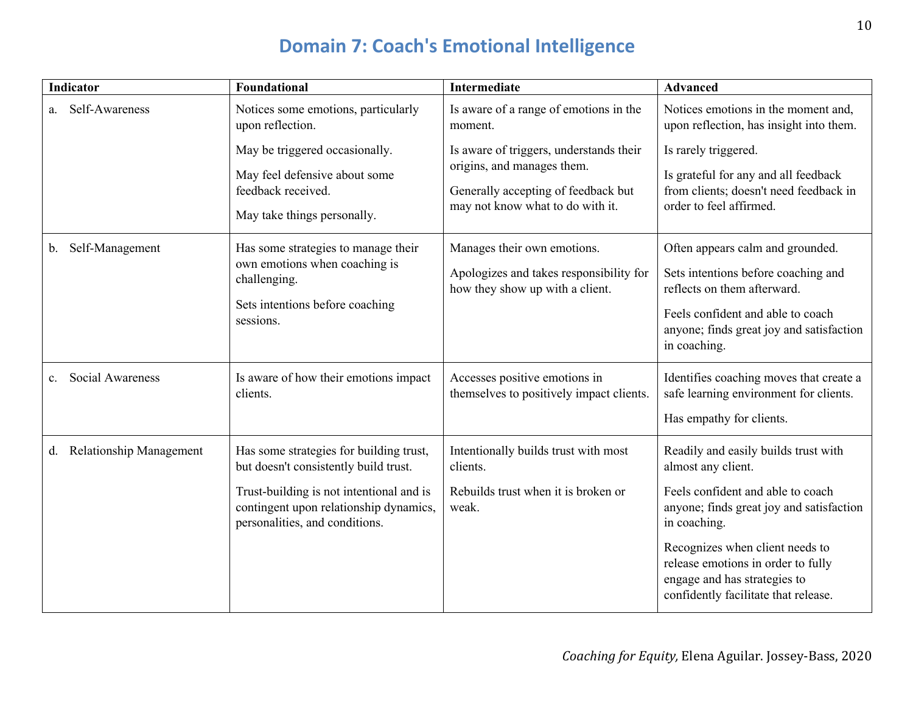# Domain 7: Coach's Emotional Intelligence

| Indicator | Foundational | Intermediate | Advanced |
|---|---|---|---|
| a. Self-Awareness | Notices some emotions, particularly upon reflection.<br><br>May be triggered occasionally.<br><br>May feel defensive about some feedback received.<br><br>May take things personally. | Is aware of a range of emotions in the moment.<br><br>Is aware of triggers, understands their origins, and manages them.<br><br>Generally accepting of feedback but may not know what to do with it. | Notices emotions in the moment and, upon reflection, has insight into them.<br><br>Is rarely triggered.<br><br>Is grateful for any and all feedback from clients; doesn't need feedback in order to feel affirmed. |
| b. Self-Management | Has some strategies to manage their own emotions when coaching is challenging.<br><br>Sets intentions before coaching sessions. | Manages their own emotions.<br><br>Apologizes and takes responsibility for how they show up with a client. | Often appears calm and grounded.<br><br>Sets intentions before coaching and reflects on them afterward.<br><br>Feels confident and able to coach anyone; finds great joy and satisfaction in coaching. |
| c. Social Awareness | Is aware of how their emotions impact clients. | Accesses positive emotions in themselves to positively impact clients. | Identifies coaching moves that create a safe learning environment for clients.<br><br>Has empathy for clients. |
| d. Relationship Management | Has some strategies for building trust, but doesn't consistently build trust.<br><br>Trust-building is not intentional and is contingent upon relationship dynamics, personalities, and conditions. | Intentionally builds trust with most clients.<br><br>Rebuilds trust when it is broken or weak. | Readily and easily builds trust with almost any client.<br><br>Feels confident and able to coach anyone; finds great joy and satisfaction in coaching.<br><br>Recognizes when client needs to release emotions in order to fully engage and has strategies to confidently facilitate that release. |

*Coaching for Equity,* Elena Aguilar. Jossey-Bass, 2020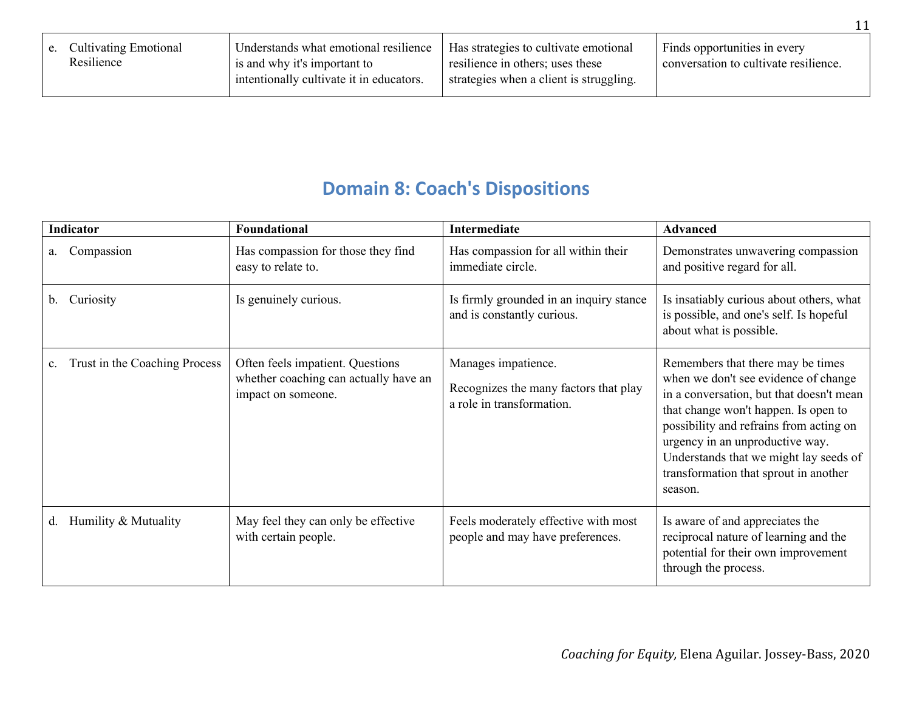| | | | |
|---|---|---|---|
| e. Cultivating Emotional Resilience | Understands what emotional resilience is and why it's important to intentionally cultivate it in educators. | Has strategies to cultivate emotional resilience in others; uses these strategies when a client is struggling. | Finds opportunities in every conversation to cultivate resilience. |

## Domain 8: Coach's Dispositions

| Indicator | Foundational | Intermediate | Advanced |
|---|---|---|---|
| a. Compassion | Has compassion for those they find easy to relate to. | Has compassion for all within their immediate circle. | Demonstrates unwavering compassion and positive regard for all. |
| b. Curiosity | Is genuinely curious. | Is firmly grounded in an inquiry stance and is constantly curious. | Is insatiably curious about others, what is possible, and one's self. Is hopeful about what is possible. |
| c. Trust in the Coaching Process | Often feels impatient. Questions whether coaching can actually have an impact on someone. | Manages impatience.<br><br>Recognizes the many factors that play a role in transformation. | Remembers that there may be times when we don't see evidence of change in a conversation, but that doesn't mean that change won't happen. Is open to possibility and refrains from acting on urgency in an unproductive way. Understands that we might lay seeds of transformation that sprout in another season. |
| d. Humility & Mutuality | May feel they can only be effective with certain people. | Feels moderately effective with most people and may have preferences. | Is aware of and appreciates the reciprocal nature of learning and the potential for their own improvement through the process. |

*Coaching for Equity,* Elena Aguilar. Jossey-Bass, 2020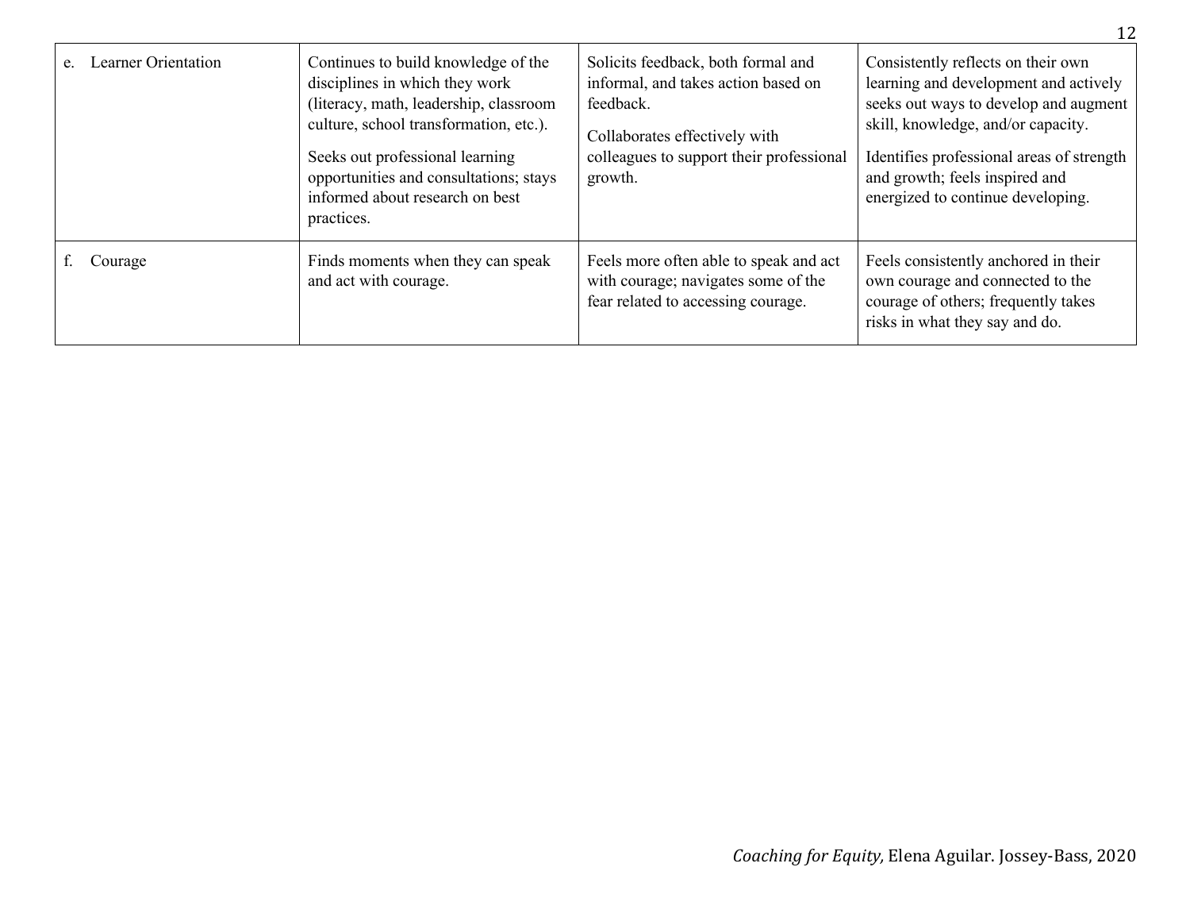| | | | |
|---|---|---|---|
| e. Learner Orientation | Continues to build knowledge of the disciplines in which they work (literacy, math, leadership, classroom culture, school transformation, etc.).<br><br>Seeks out professional learning opportunities and consultations; stays informed about research on best practices. | Solicits feedback, both formal and informal, and takes action based on feedback.<br><br>Collaborates effectively with colleagues to support their professional growth. | Consistently reflects on their own learning and development and actively seeks out ways to develop and augment skill, knowledge, and/or capacity.<br><br>Identifies professional areas of strength and growth; feels inspired and energized to continue developing. |
| f. Courage | Finds moments when they can speak and act with courage. | Feels more often able to speak and act with courage; navigates some of the fear related to accessing courage. | Feels consistently anchored in their own courage and connected to the courage of others; frequently takes risks in what they say and do. |

*Coaching for Equity,* Elena Aguilar. Jossey-Bass, 2020